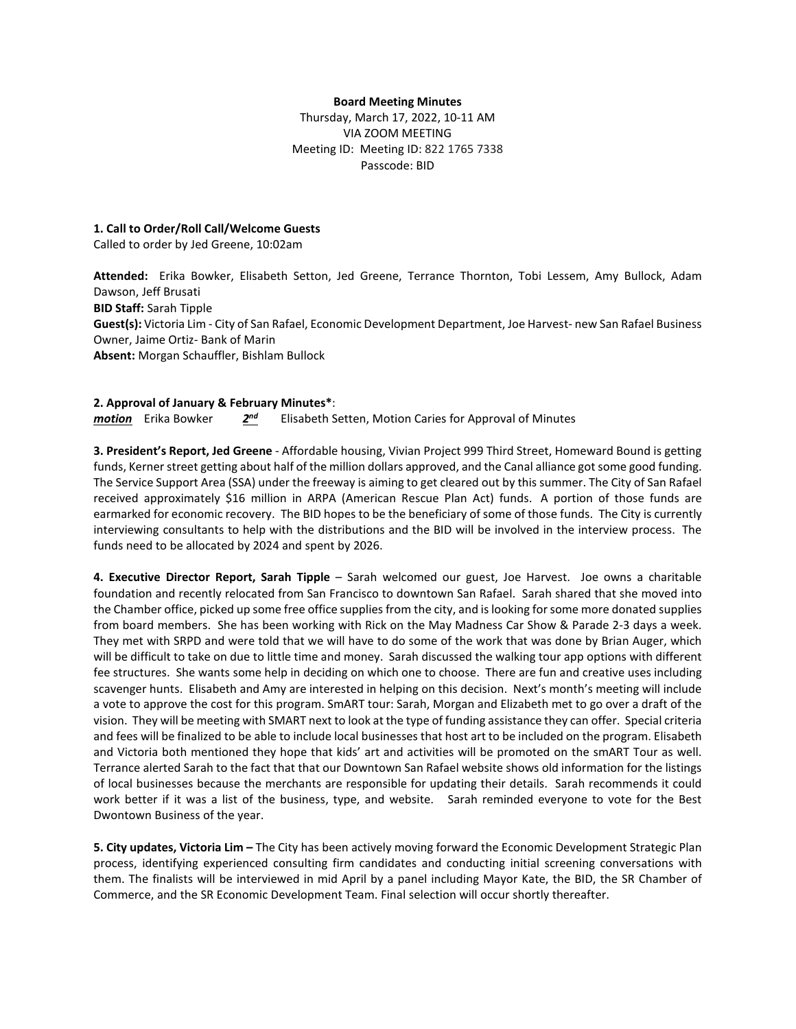**Board Meeting Minutes**

Thursday, March 17, 2022, 10-11 AM

VIA ZOOM MEETING

Meeting ID: Meeting ID: 822 1765 7338

Passcode: BID

**1. Call to Order/Roll Call/Welcome Guests**

Called to order by Jed Greene, 10:02am

**Attended:** Erika Bowker, Elisabeth Setton, Jed Greene, Terrance Thornton, Tobi Lessem, Amy Bullock, Adam Dawson, Jeff Brusati

**BID Staff:** Sarah Tipple

**Guest(s):** Victoria Lim - City of San Rafael, Economic Development Department, Joe Harvest- new San Rafael Business Owner, Jaime Ortiz- Bank of Marin

**Absent:** Morgan Schauffler, Bishlam Bullock

**2. Approval of January & February Minutes***:

***motion*** Erika Bowker ***2nd*** Elisabeth Setten, Motion Caries for Approval of Minutes

**3. President's Report, Jed Greene** - Affordable housing, Vivian Project 999 Third Street, Homeward Bound is getting funds, Kerner street getting about half of the million dollars approved, and the Canal alliance got some good funding. The Service Support Area (SSA) under the freeway is aiming to get cleared out by this summer. The City of San Rafael received approximately $16 million in ARPA (American Rescue Plan Act) funds. A portion of those funds are earmarked for economic recovery. The BID hopes to be the beneficiary of some of those funds. The City is currently interviewing consultants to help with the distributions and the BID will be involved in the interview process. The funds need to be allocated by 2024 and spent by 2026.

**4. Executive Director Report, Sarah Tipple** – Sarah welcomed our guest, Joe Harvest. Joe owns a charitable foundation and recently relocated from San Francisco to downtown San Rafael. Sarah shared that she moved into the Chamber office, picked up some free office supplies from the city, and is looking for some more donated supplies from board members. She has been working with Rick on the May Madness Car Show & Parade 2-3 days a week. They met with SRPD and were told that we will have to do some of the work that was done by Brian Auger, which will be difficult to take on due to little time and money. Sarah discussed the walking tour app options with different fee structures. She wants some help in deciding on which one to choose. There are fun and creative uses including scavenger hunts. Elisabeth and Amy are interested in helping on this decision. Next's month's meeting will include a vote to approve the cost for this program. SmART tour: Sarah, Morgan and Elizabeth met to go over a draft of the vision. They will be meeting with SMART next to look at the type of funding assistance they can offer. Special criteria and fees will be finalized to be able to include local businesses that host art to be included on the program. Elisabeth and Victoria both mentioned they hope that kids' art and activities will be promoted on the smART Tour as well. Terrance alerted Sarah to the fact that that our Downtown San Rafael website shows old information for the listings of local businesses because the merchants are responsible for updating their details. Sarah recommends it could work better if it was a list of the business, type, and website. Sarah reminded everyone to vote for the Best Dwontown Business of the year.

**5. City updates, Victoria Lim –** The City has been actively moving forward the Economic Development Strategic Plan process, identifying experienced consulting firm candidates and conducting initial screening conversations with them. The finalists will be interviewed in mid April by a panel including Mayor Kate, the BID, the SR Chamber of Commerce, and the SR Economic Development Team. Final selection will occur shortly thereafter.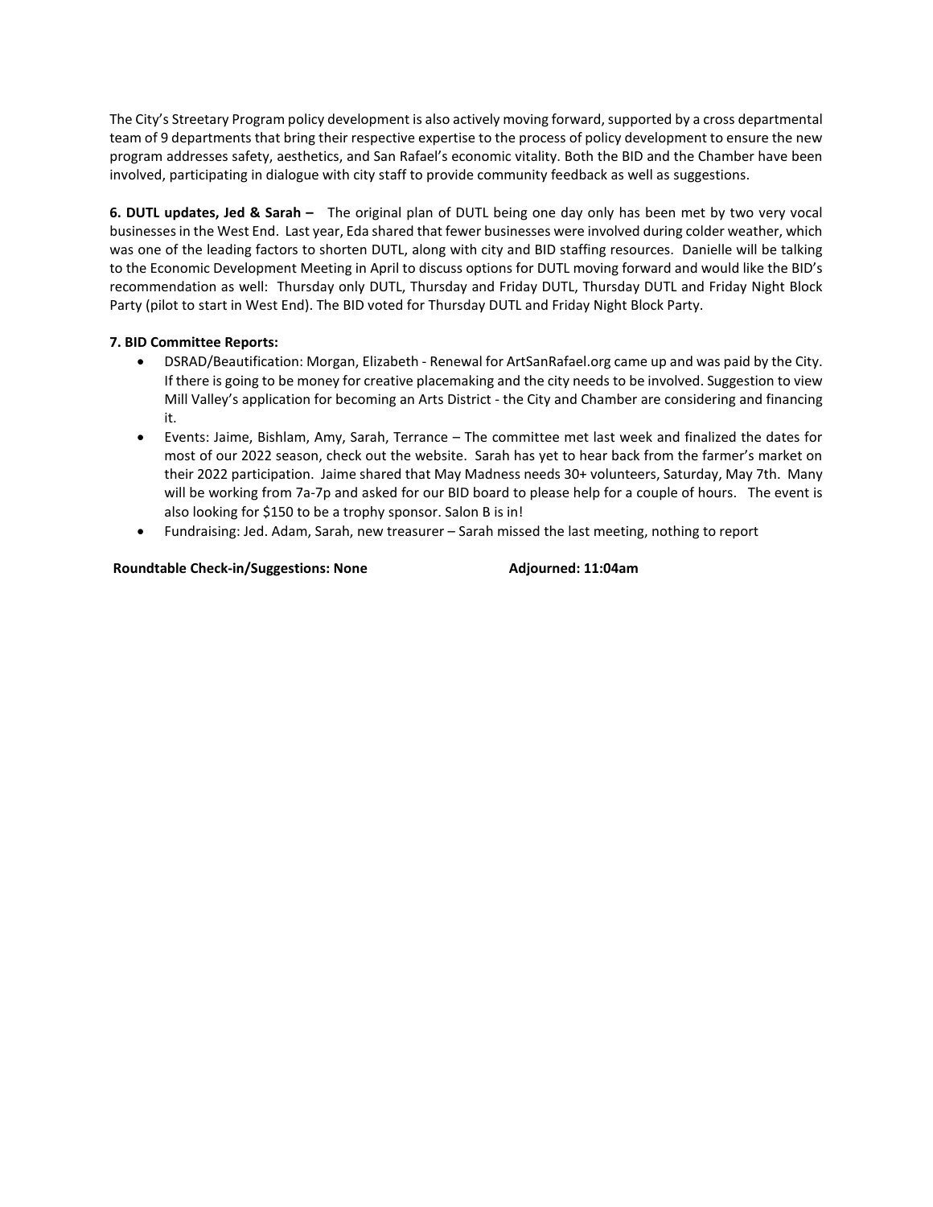The City's Streetary Program policy development is also actively moving forward, supported by a cross departmental team of 9 departments that bring their respective expertise to the process of policy development to ensure the new program addresses safety, aesthetics, and San Rafael's economic vitality. Both the BID and the Chamber have been involved, participating in dialogue with city staff to provide community feedback as well as suggestions.

**6. DUTL updates, Jed & Sarah –** The original plan of DUTL being one day only has been met by two very vocal businesses in the West End. Last year, Eda shared that fewer businesses were involved during colder weather, which was one of the leading factors to shorten DUTL, along with city and BID staffing resources. Danielle will be talking to the Economic Development Meeting in April to discuss options for DUTL moving forward and would like the BID's recommendation as well: Thursday only DUTL, Thursday and Friday DUTL, Thursday DUTL and Friday Night Block Party (pilot to start in West End). The BID voted for Thursday DUTL and Friday Night Block Party.

**7. BID Committee Reports:**

- DSRAD/Beautification: Morgan, Elizabeth - Renewal for ArtSanRafael.org came up and was paid by the City. If there is going to be money for creative placemaking and the city needs to be involved. Suggestion to view Mill Valley's application for becoming an Arts District - the City and Chamber are considering and financing it.
- Events: Jaime, Bishlam, Amy, Sarah, Terrance – The committee met last week and finalized the dates for most of our 2022 season, check out the website. Sarah has yet to hear back from the farmer's market on their 2022 participation. Jaime shared that May Madness needs 30+ volunteers, Saturday, May 7th. Many will be working from 7a-7p and asked for our BID board to please help for a couple of hours. The event is also looking for $150 to be a trophy sponsor. Salon B is in!
- Fundraising: Jed. Adam, Sarah, new treasurer – Sarah missed the last meeting, nothing to report

**Roundtable Check-in/Suggestions: None** **Adjourned: 11:04am**